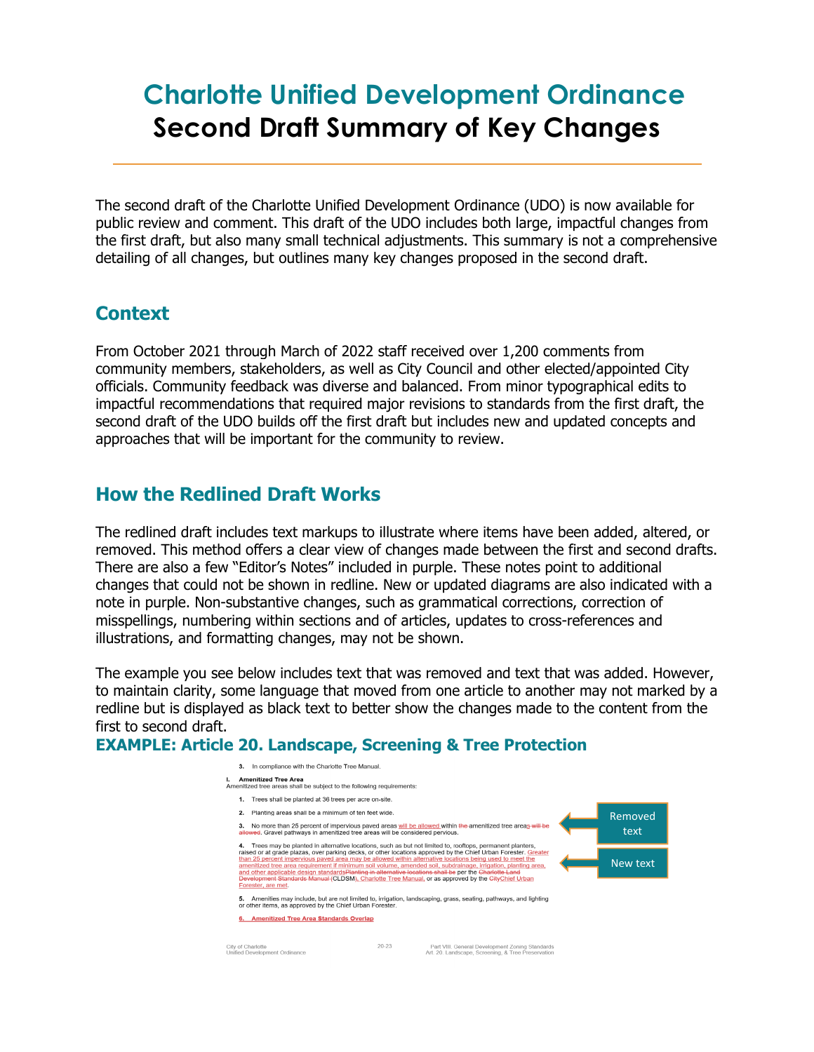# Charlotte Unified Development Ordinance
# Second Draft Summary of Key Changes

The second draft of the Charlotte Unified Development Ordinance (UDO) is now available for public review and comment. This draft of the UDO includes both large, impactful changes from the first draft, but also many small technical adjustments. This summary is not a comprehensive detailing of all changes, but outlines many key changes proposed in the second draft.

## Context

From October 2021 through March of 2022 staff received over 1,200 comments from community members, stakeholders, as well as City Council and other elected/appointed City officials. Community feedback was diverse and balanced. From minor typographical edits to impactful recommendations that required major revisions to standards from the first draft, the second draft of the UDO builds off the first draft but includes new and updated concepts and approaches that will be important for the community to review.

## How the Redlined Draft Works

The redlined draft includes text markups to illustrate where items have been added, altered, or removed. This method offers a clear view of changes made between the first and second drafts. There are also a few "Editor's Notes" included in purple. These notes point to additional changes that could not be shown in redline. New or updated diagrams are also indicated with a note in purple. Non-substantive changes, such as grammatical corrections, correction of misspellings, numbering within sections and of articles, updates to cross-references and illustrations, and formatting changes, may not be shown.

The example you see below includes text that was removed and text that was added. However, to maintain clarity, some language that moved from one article to another may not marked by a redline but is displayed as black text to better show the changes made to the content from the first to second draft.

### EXAMPLE: Article 20. Landscape, Screening & Tree Protection

3. In compliance with the Charlotte Tree Manual.

**I. Amenitized Tree Area**
Amenitized tree areas shall be subject to the following requirements:

1. Trees shall be planted at 36 trees per acre on-site.
2. Planting areas shall be a minimum of ten feet wide.
3. No more than 25 percent of impervious paved areas will be allowed within ~~the~~ amenitized tree areas~~s will be allowed~~. Gravel pathways in amenitized tree areas will be considered pervious.
4. Trees may be planted in alternative locations, such as but not limited to, rooftops, permanent planters, raised or at grade plazas, over parking decks, or other locations approved by the Chief Urban Forester. Greater than 25 percent impervious paved area may be allowed within alternative locations being used to meet the amenitized tree area requirement if minimum soil volume, amended soil, subdrainage, irrigation, planting area, and other applicable design standards~~Planting in alternative locations shall be~~ per the ~~Charlotte Land Development Standards Manual~~ (CLDSM), Charlotte Tree Manual, or as approved by the ~~City~~Chief Urban Forester, are met.
5. Amenities may include, but are not limited to, irrigation, landscaping, grass, seating, pathways, and lighting or other items, as approved by the Chief Urban Forester.
6. Amenitized Tree Area Standards Overlap

Removed text

New text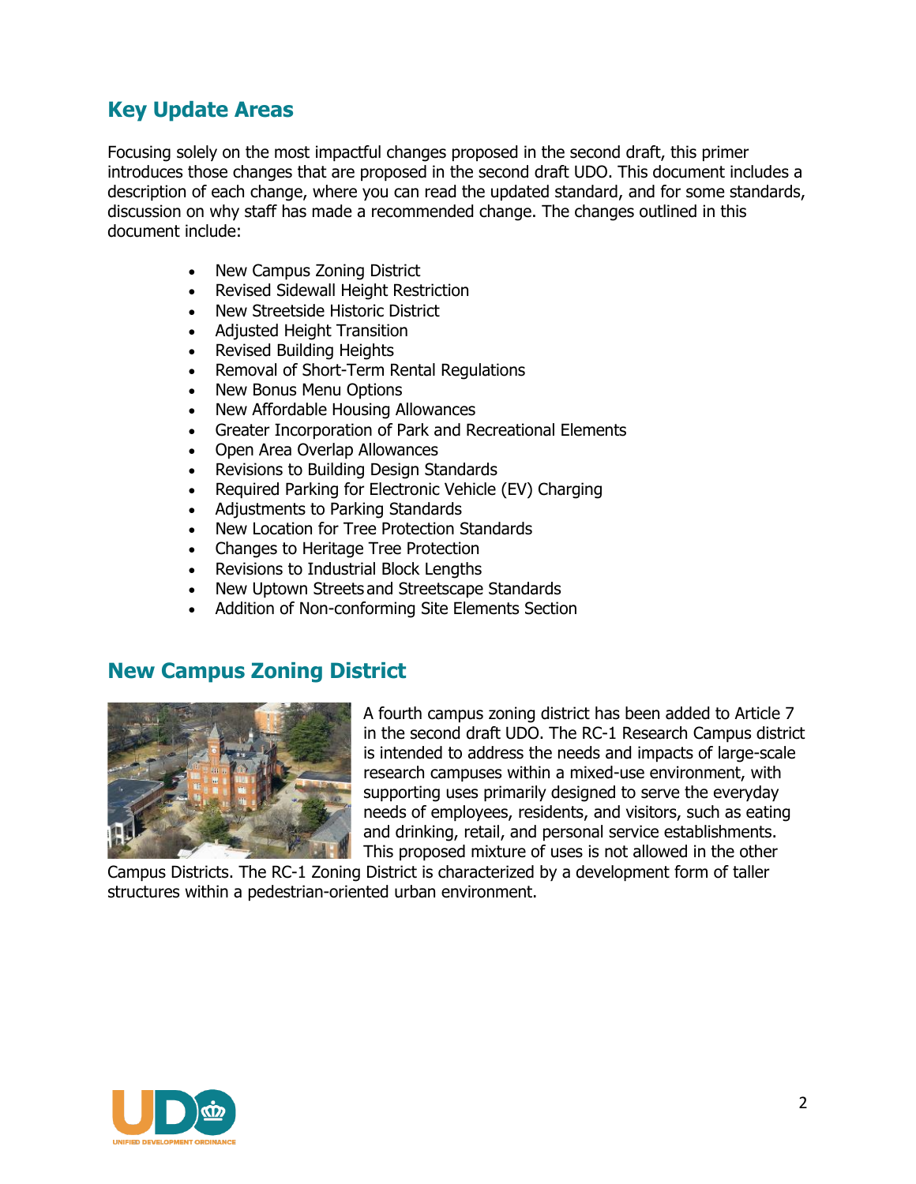## Key Update Areas

Focusing solely on the most impactful changes proposed in the second draft, this primer introduces those changes that are proposed in the second draft UDO. This document includes a description of each change, where you can read the updated standard, and for some standards, discussion on why staff has made a recommended change. The changes outlined in this document include:

- New Campus Zoning District
- Revised Sidewall Height Restriction
- New Streetside Historic District
- Adjusted Height Transition
- Revised Building Heights
- Removal of Short-Term Rental Regulations
- New Bonus Menu Options
- New Affordable Housing Allowances
- Greater Incorporation of Park and Recreational Elements
- Open Area Overlap Allowances
- Revisions to Building Design Standards
- Required Parking for Electronic Vehicle (EV) Charging
- Adjustments to Parking Standards
- New Location for Tree Protection Standards
- Changes to Heritage Tree Protection
- Revisions to Industrial Block Lengths
- New Uptown Streets and Streetscape Standards
- Addition of Non-conforming Site Elements Section

## New Campus Zoning District

A fourth campus zoning district has been added to Article 7 in the second draft UDO. The RC-1 Research Campus district is intended to address the needs and impacts of large-scale research campuses within a mixed-use environment, with supporting uses primarily designed to serve the everyday needs of employees, residents, and visitors, such as eating and drinking, retail, and personal service establishments. This proposed mixture of uses is not allowed in the other Campus Districts. The RC-1 Zoning District is characterized by a development form of taller structures within a pedestrian-oriented urban environment.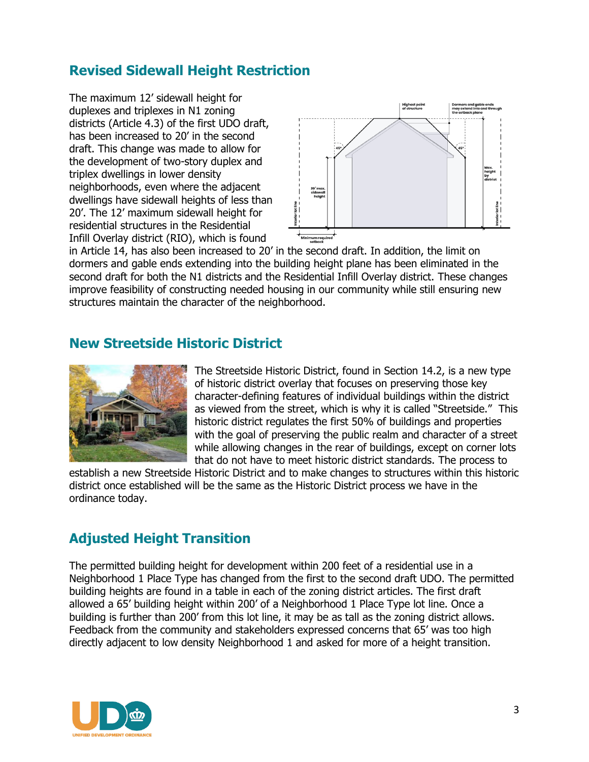## Revised Sidewall Height Restriction

The maximum 12' sidewall height for duplexes and triplexes in N1 zoning districts (Article 4.3) of the first UDO draft, has been increased to 20' in the second draft. This change was made to allow for the development of two-story duplex and triplex dwellings in lower density neighborhoods, even where the adjacent dwellings have sidewall heights of less than 20'. The 12' maximum sidewall height for residential structures in the Residential Infill Overlay district (RIO), which is found in Article 14, has also been increased to 20' in the second draft. In addition, the limit on dormers and gable ends extending into the building height plane has been eliminated in the second draft for both the N1 districts and the Residential Infill Overlay district. These changes improve feasibility of constructing needed housing in our community while still ensuring new structures maintain the character of the neighborhood.

## New Streetside Historic District

The Streetside Historic District, found in Section 14.2, is a new type of historic district overlay that focuses on preserving those key character-defining features of individual buildings within the district as viewed from the street, which is why it is called "Streetside." This historic district regulates the first 50% of buildings and properties with the goal of preserving the public realm and character of a street while allowing changes in the rear of buildings, except on corner lots that do not have to meet historic district standards. The process to establish a new Streetside Historic District and to make changes to structures within this historic district once established will be the same as the Historic District process we have in the ordinance today.

## Adjusted Height Transition

The permitted building height for development within 200 feet of a residential use in a Neighborhood 1 Place Type has changed from the first to the second draft UDO. The permitted building heights are found in a table in each of the zoning district articles. The first draft allowed a 65' building height within 200' of a Neighborhood 1 Place Type lot line. Once a building is further than 200' from this lot line, it may be as tall as the zoning district allows. Feedback from the community and stakeholders expressed concerns that 65' was too high directly adjacent to low density Neighborhood 1 and asked for more of a height transition.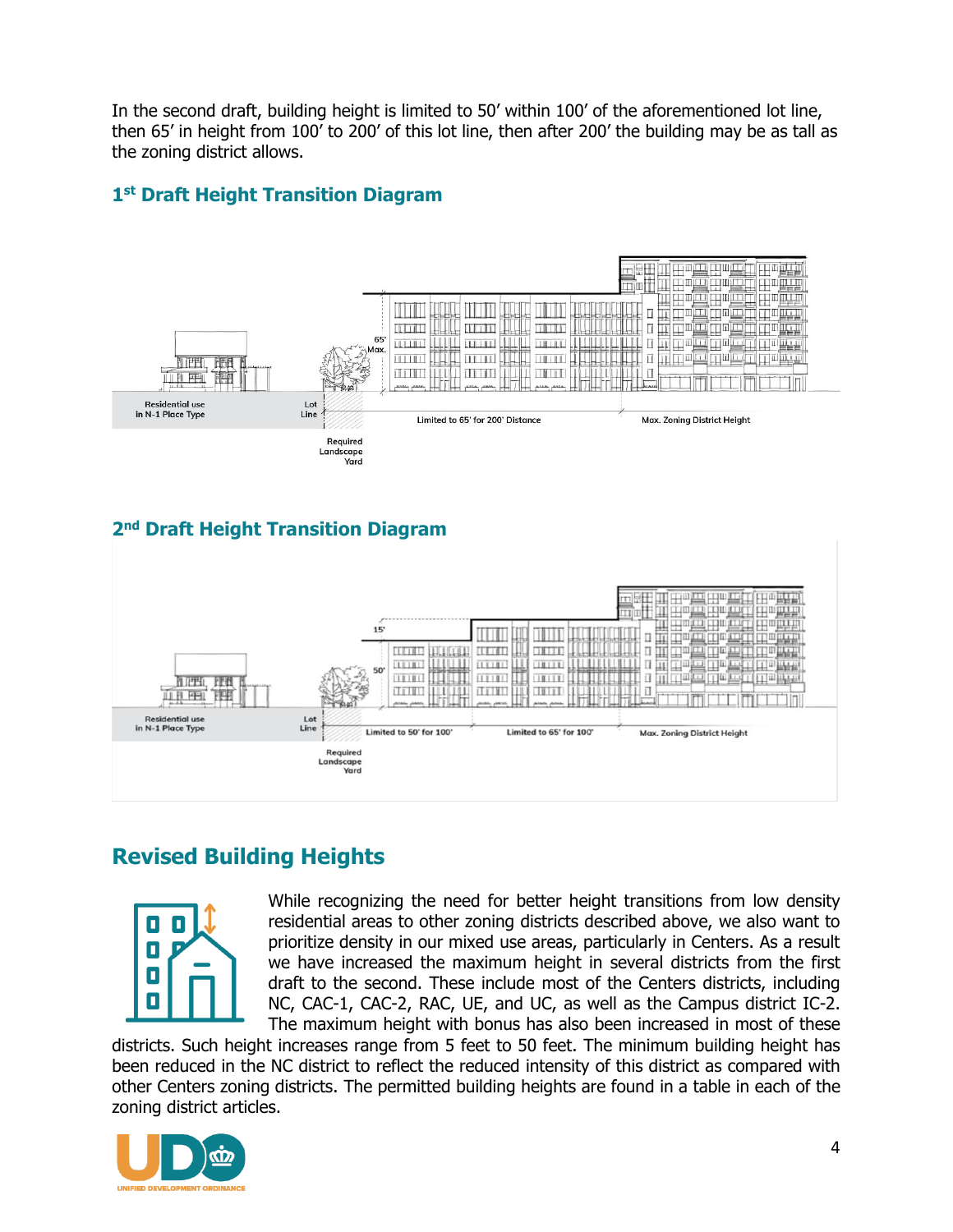In the second draft, building height is limited to 50' within 100' of the aforementioned lot line, then 65' in height from 100' to 200' of this lot line, then after 200' the building may be as tall as the zoning district allows.

### 1st Draft Height Transition Diagram

Residential use in N-1 Place Type

Lot Line

65' Max.

Required Landscape Yard

Limited to 65' for 200' Distance

Max. Zoning District Height

### 2nd Draft Height Transition Diagram

15'

50'

Residential use in N-1 Place Type

Lot Line

Required Landscape Yard

Limited to 50' for 100'

Limited to 65' for 100'

Max. Zoning District Height

## Revised Building Heights

While recognizing the need for better height transitions from low density residential areas to other zoning districts described above, we also want to prioritize density in our mixed use areas, particularly in Centers. As a result we have increased the maximum height in several districts from the first draft to the second. These include most of the Centers districts, including NC, CAC-1, CAC-2, RAC, UE, and UC, as well as the Campus district IC-2. The maximum height with bonus has also been increased in most of these districts. Such height increases range from 5 feet to 50 feet. The minimum building height has been reduced in the NC district to reflect the reduced intensity of this district as compared with other Centers zoning districts. The permitted building heights are found in a table in each of the zoning district articles.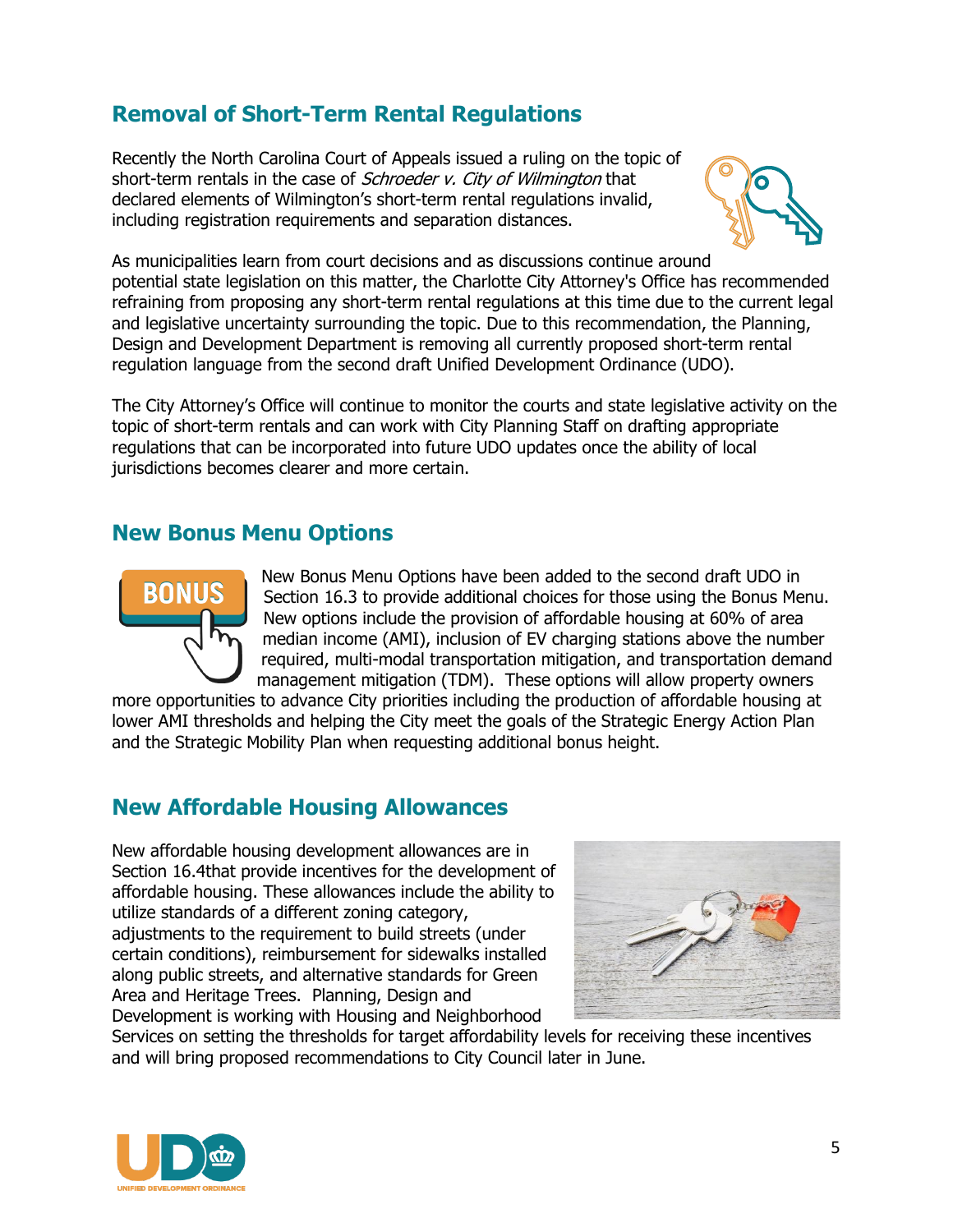## Removal of Short-Term Rental Regulations

Recently the North Carolina Court of Appeals issued a ruling on the topic of short-term rentals in the case of *Schroeder v. City of Wilmington* that declared elements of Wilmington's short-term rental regulations invalid, including registration requirements and separation distances.

As municipalities learn from court decisions and as discussions continue around potential state legislation on this matter, the Charlotte City Attorney's Office has recommended refraining from proposing any short-term rental regulations at this time due to the current legal and legislative uncertainty surrounding the topic. Due to this recommendation, the Planning, Design and Development Department is removing all currently proposed short-term rental regulation language from the second draft Unified Development Ordinance (UDO).

The City Attorney's Office will continue to monitor the courts and state legislative activity on the topic of short-term rentals and can work with City Planning Staff on drafting appropriate regulations that can be incorporated into future UDO updates once the ability of local jurisdictions becomes clearer and more certain.

## New Bonus Menu Options

New Bonus Menu Options have been added to the second draft UDO in Section 16.3 to provide additional choices for those using the Bonus Menu. New options include the provision of affordable housing at 60% of area median income (AMI), inclusion of EV charging stations above the number required, multi-modal transportation mitigation, and transportation demand management mitigation (TDM). These options will allow property owners more opportunities to advance City priorities including the production of affordable housing at lower AMI thresholds and helping the City meet the goals of the Strategic Energy Action Plan and the Strategic Mobility Plan when requesting additional bonus height.

## New Affordable Housing Allowances

New affordable housing development allowances are in Section 16.4that provide incentives for the development of affordable housing. These allowances include the ability to utilize standards of a different zoning category, adjustments to the requirement to build streets (under certain conditions), reimbursement for sidewalks installed along public streets, and alternative standards for Green Area and Heritage Trees. Planning, Design and Development is working with Housing and Neighborhood Services on setting the thresholds for target affordability levels for receiving these incentives and will bring proposed recommendations to City Council later in June.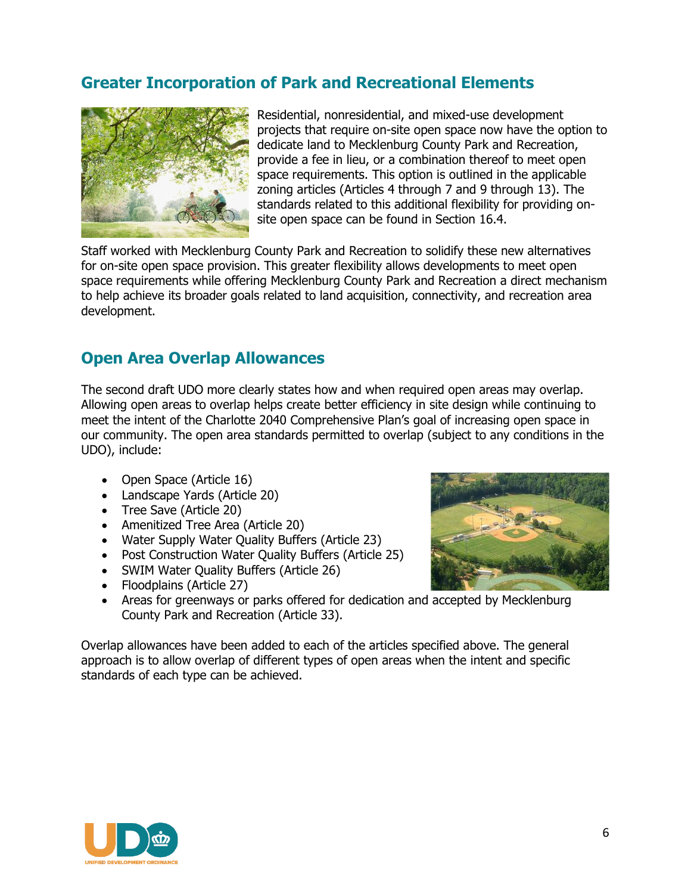## Greater Incorporation of Park and Recreational Elements

Residential, nonresidential, and mixed-use development projects that require on-site open space now have the option to dedicate land to Mecklenburg County Park and Recreation, provide a fee in lieu, or a combination thereof to meet open space requirements. This option is outlined in the applicable zoning articles (Articles 4 through 7 and 9 through 13). The standards related to this additional flexibility for providing on-site open space can be found in Section 16.4.

Staff worked with Mecklenburg County Park and Recreation to solidify these new alternatives for on-site open space provision. This greater flexibility allows developments to meet open space requirements while offering Mecklenburg County Park and Recreation a direct mechanism to help achieve its broader goals related to land acquisition, connectivity, and recreation area development.

## Open Area Overlap Allowances

The second draft UDO more clearly states how and when required open areas may overlap. Allowing open areas to overlap helps create better efficiency in site design while continuing to meet the intent of the Charlotte 2040 Comprehensive Plan's goal of increasing open space in our community. The open area standards permitted to overlap (subject to any conditions in the UDO), include:

- Open Space (Article 16)
- Landscape Yards (Article 20)
- Tree Save (Article 20)
- Amenitized Tree Area (Article 20)
- Water Supply Water Quality Buffers (Article 23)
- Post Construction Water Quality Buffers (Article 25)
- SWIM Water Quality Buffers (Article 26)
- Floodplains (Article 27)
- Areas for greenways or parks offered for dedication and accepted by Mecklenburg County Park and Recreation (Article 33).

Overlap allowances have been added to each of the articles specified above. The general approach is to allow overlap of different types of open areas when the intent and specific standards of each type can be achieved.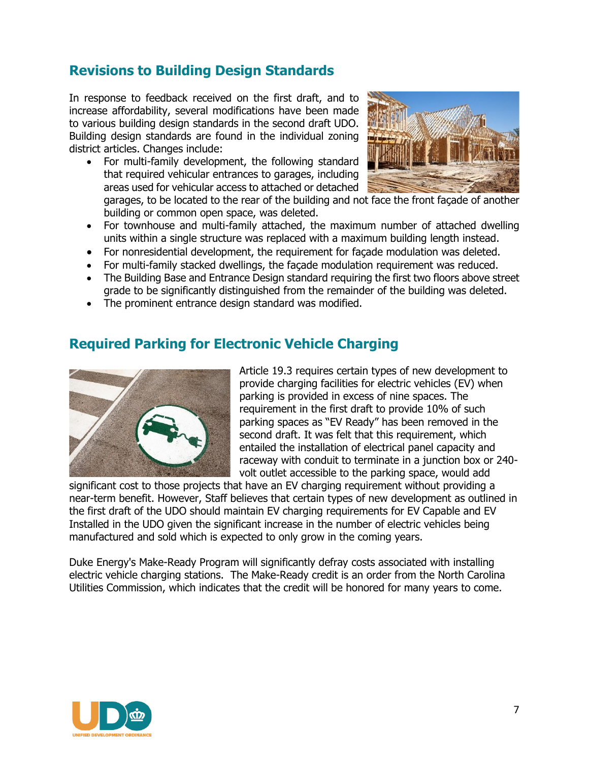## Revisions to Building Design Standards

In response to feedback received on the first draft, and to increase affordability, several modifications have been made to various building design standards in the second draft UDO. Building design standards are found in the individual zoning district articles. Changes include:

- For multi-family development, the following standard that required vehicular entrances to garages, including areas used for vehicular access to attached or detached garages, to be located to the rear of the building and not face the front façade of another building or common open space, was deleted.
- For townhouse and multi-family attached, the maximum number of attached dwelling units within a single structure was replaced with a maximum building length instead.
- For nonresidential development, the requirement for façade modulation was deleted.
- For multi-family stacked dwellings, the façade modulation requirement was reduced.
- The Building Base and Entrance Design standard requiring the first two floors above street grade to be significantly distinguished from the remainder of the building was deleted.
- The prominent entrance design standard was modified.

## Required Parking for Electronic Vehicle Charging

Article 19.3 requires certain types of new development to provide charging facilities for electric vehicles (EV) when parking is provided in excess of nine spaces. The requirement in the first draft to provide 10% of such parking spaces as "EV Ready" has been removed in the second draft. It was felt that this requirement, which entailed the installation of electrical panel capacity and raceway with conduit to terminate in a junction box or 240-volt outlet accessible to the parking space, would add significant cost to those projects that have an EV charging requirement without providing a near-term benefit. However, Staff believes that certain types of new development as outlined in the first draft of the UDO should maintain EV charging requirements for EV Capable and EV Installed in the UDO given the significant increase in the number of electric vehicles being manufactured and sold which is expected to only grow in the coming years.

Duke Energy's Make-Ready Program will significantly defray costs associated with installing electric vehicle charging stations. The Make-Ready credit is an order from the North Carolina Utilities Commission, which indicates that the credit will be honored for many years to come.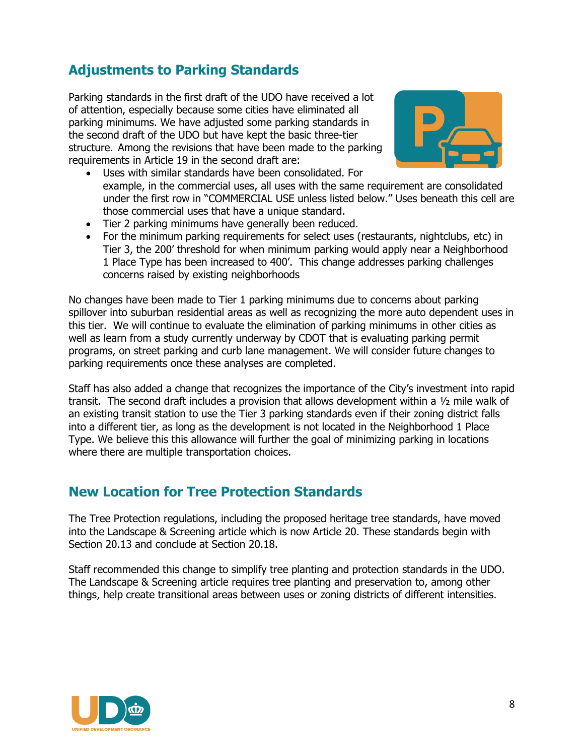## Adjustments to Parking Standards

Parking standards in the first draft of the UDO have received a lot of attention, especially because some cities have eliminated all parking minimums. We have adjusted some parking standards in the second draft of the UDO but have kept the basic three-tier structure. Among the revisions that have been made to the parking requirements in Article 19 in the second draft are:

- Uses with similar standards have been consolidated. For example, in the commercial uses, all uses with the same requirement are consolidated under the first row in "COMMERCIAL USE unless listed below." Uses beneath this cell are those commercial uses that have a unique standard.
- Tier 2 parking minimums have generally been reduced.
- For the minimum parking requirements for select uses (restaurants, nightclubs, etc) in Tier 3, the 200' threshold for when minimum parking would apply near a Neighborhood 1 Place Type has been increased to 400'. This change addresses parking challenges concerns raised by existing neighborhoods

No changes have been made to Tier 1 parking minimums due to concerns about parking spillover into suburban residential areas as well as recognizing the more auto dependent uses in this tier. We will continue to evaluate the elimination of parking minimums in other cities as well as learn from a study currently underway by CDOT that is evaluating parking permit programs, on street parking and curb lane management. We will consider future changes to parking requirements once these analyses are completed.

Staff has also added a change that recognizes the importance of the City's investment into rapid transit. The second draft includes a provision that allows development within a ½ mile walk of an existing transit station to use the Tier 3 parking standards even if their zoning district falls into a different tier, as long as the development is not located in the Neighborhood 1 Place Type. We believe this this allowance will further the goal of minimizing parking in locations where there are multiple transportation choices.

## New Location for Tree Protection Standards

The Tree Protection regulations, including the proposed heritage tree standards, have moved into the Landscape & Screening article which is now Article 20. These standards begin with Section 20.13 and conclude at Section 20.18.

Staff recommended this change to simplify tree planting and protection standards in the UDO. The Landscape & Screening article requires tree planting and preservation to, among other things, help create transitional areas between uses or zoning districts of different intensities.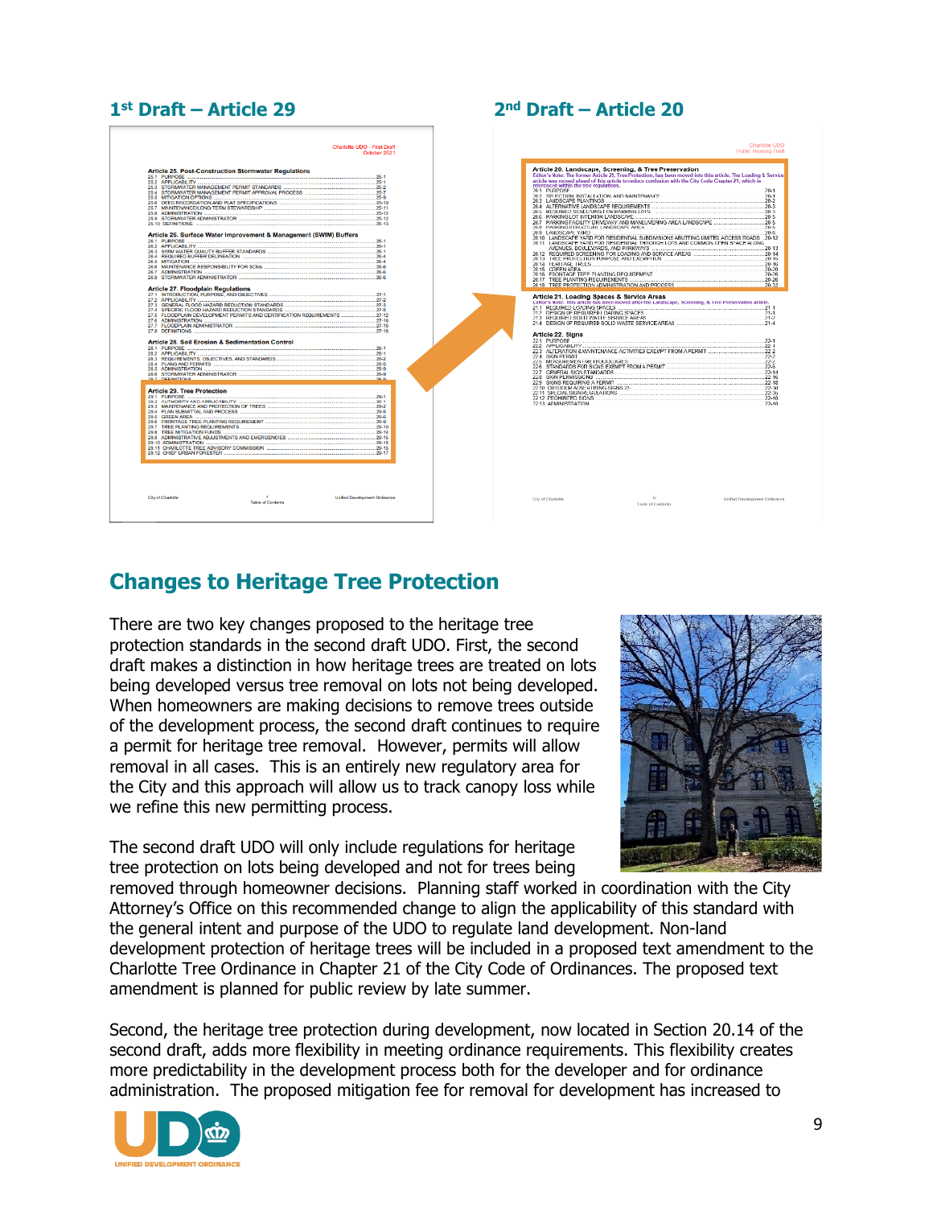**1st Draft – Article 29**

**2nd Draft – Article 20**

## Changes to Heritage Tree Protection

There are two key changes proposed to the heritage tree protection standards in the second draft UDO. First, the second draft makes a distinction in how heritage trees are treated on lots being developed versus tree removal on lots not being developed. When homeowners are making decisions to remove trees outside of the development process, the second draft continues to require a permit for heritage tree removal. However, permits will allow removal in all cases. This is an entirely new regulatory area for the City and this approach will allow us to track canopy loss while we refine this new permitting process.

The second draft UDO will only include regulations for heritage tree protection on lots being developed and not for trees being removed through homeowner decisions. Planning staff worked in coordination with the City Attorney's Office on this recommended change to align the applicability of this standard with the general intent and purpose of the UDO to regulate land development. Non-land development protection of heritage trees will be included in a proposed text amendment to the Charlotte Tree Ordinance in Chapter 21 of the City Code of Ordinances. The proposed text amendment is planned for public review by late summer.

Second, the heritage tree protection during development, now located in Section 20.14 of the second draft, adds more flexibility in meeting ordinance requirements. This flexibility creates more predictability in the development process both for the developer and for ordinance administration. The proposed mitigation fee for removal for development has increased to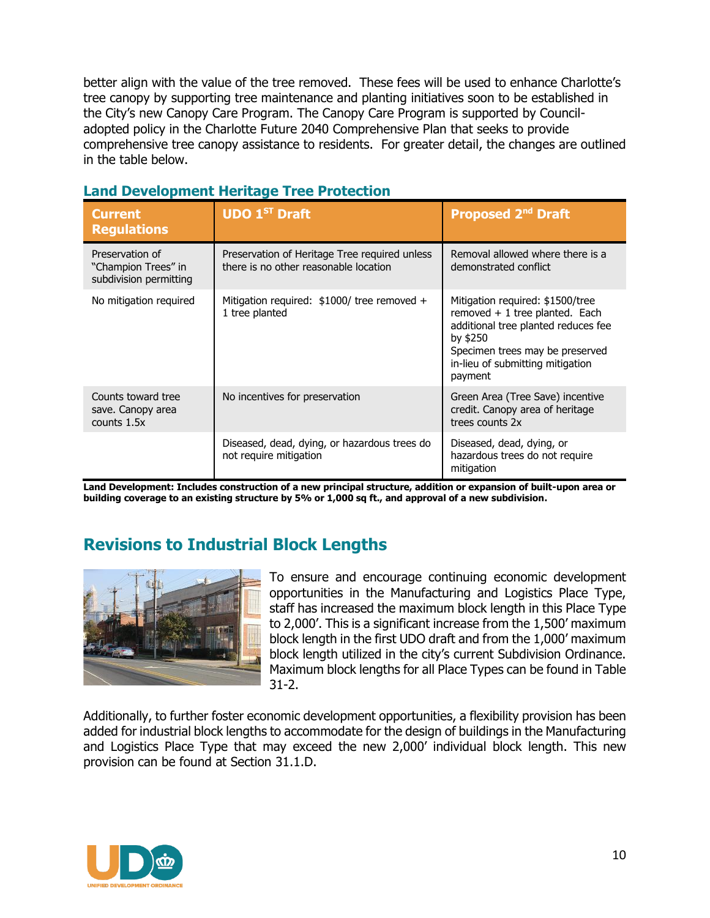better align with the value of the tree removed. These fees will be used to enhance Charlotte's tree canopy by supporting tree maintenance and planting initiatives soon to be established in the City's new Canopy Care Program. The Canopy Care Program is supported by Council-adopted policy in the Charlotte Future 2040 Comprehensive Plan that seeks to provide comprehensive tree canopy assistance to residents. For greater detail, the changes are outlined in the table below.

### Land Development Heritage Tree Protection

| Current Regulations | UDO 1ST Draft | Proposed 2nd Draft |
|---|---|---|
| Preservation of "Champion Trees" in subdivision permitting | Preservation of Heritage Tree required unless there is no other reasonable location | Removal allowed where there is a demonstrated conflict |
| No mitigation required | Mitigation required: $1000/ tree removed + 1 tree planted | Mitigation required: $1500/tree removed + 1 tree planted. Each additional tree planted reduces fee by $250<br>Specimen trees may be preserved in-lieu of submitting mitigation payment |
| Counts toward tree save. Canopy area counts 1.5x | No incentives for preservation | Green Area (Tree Save) incentive credit. Canopy area of heritage trees counts 2x |
| | Diseased, dead, dying, or hazardous trees do not require mitigation | Diseased, dead, dying, or hazardous trees do not require mitigation |

**Land Development: Includes construction of a new principal structure, addition or expansion of built-upon area or building coverage to an existing structure by 5% or 1,000 sq ft., and approval of a new subdivision.**

## Revisions to Industrial Block Lengths

To ensure and encourage continuing economic development opportunities in the Manufacturing and Logistics Place Type, staff has increased the maximum block length in this Place Type to 2,000'. This is a significant increase from the 1,500' maximum block length in the first UDO draft and from the 1,000' maximum block length utilized in the city's current Subdivision Ordinance. Maximum block lengths for all Place Types can be found in Table 31-2.

Additionally, to further foster economic development opportunities, a flexibility provision has been added for industrial block lengths to accommodate for the design of buildings in the Manufacturing and Logistics Place Type that may exceed the new 2,000' individual block length. This new provision can be found at Section 31.1.D.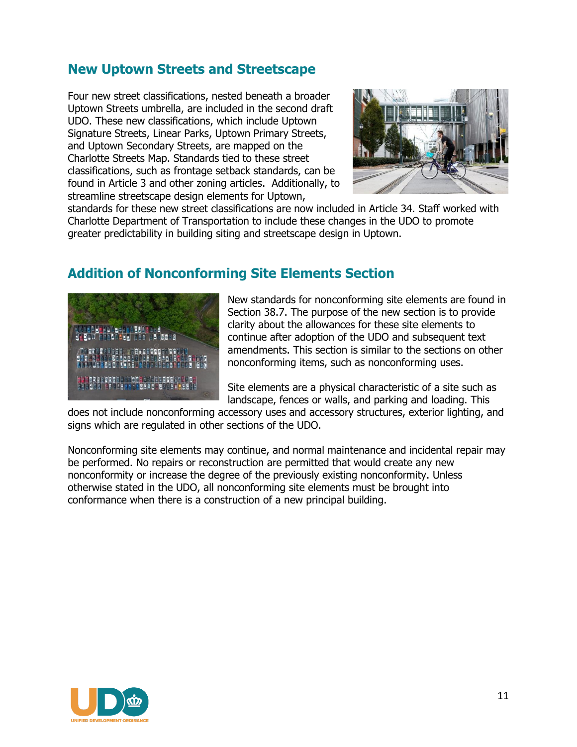## New Uptown Streets and Streetscape

Four new street classifications, nested beneath a broader Uptown Streets umbrella, are included in the second draft UDO. These new classifications, which include Uptown Signature Streets, Linear Parks, Uptown Primary Streets, and Uptown Secondary Streets, are mapped on the Charlotte Streets Map. Standards tied to these street classifications, such as frontage setback standards, can be found in Article 3 and other zoning articles. Additionally, to streamline streetscape design elements for Uptown, standards for these new street classifications are now included in Article 34. Staff worked with Charlotte Department of Transportation to include these changes in the UDO to promote greater predictability in building siting and streetscape design in Uptown.

## Addition of Nonconforming Site Elements Section

New standards for nonconforming site elements are found in Section 38.7. The purpose of the new section is to provide clarity about the allowances for these site elements to continue after adoption of the UDO and subsequent text amendments. This section is similar to the sections on other nonconforming items, such as nonconforming uses.

Site elements are a physical characteristic of a site such as landscape, fences or walls, and parking and loading. This does not include nonconforming accessory uses and accessory structures, exterior lighting, and signs which are regulated in other sections of the UDO.

Nonconforming site elements may continue, and normal maintenance and incidental repair may be performed. No repairs or reconstruction are permitted that would create any new nonconformity or increase the degree of the previously existing nonconformity. Unless otherwise stated in the UDO, all nonconforming site elements must be brought into conformance when there is a construction of a new principal building.